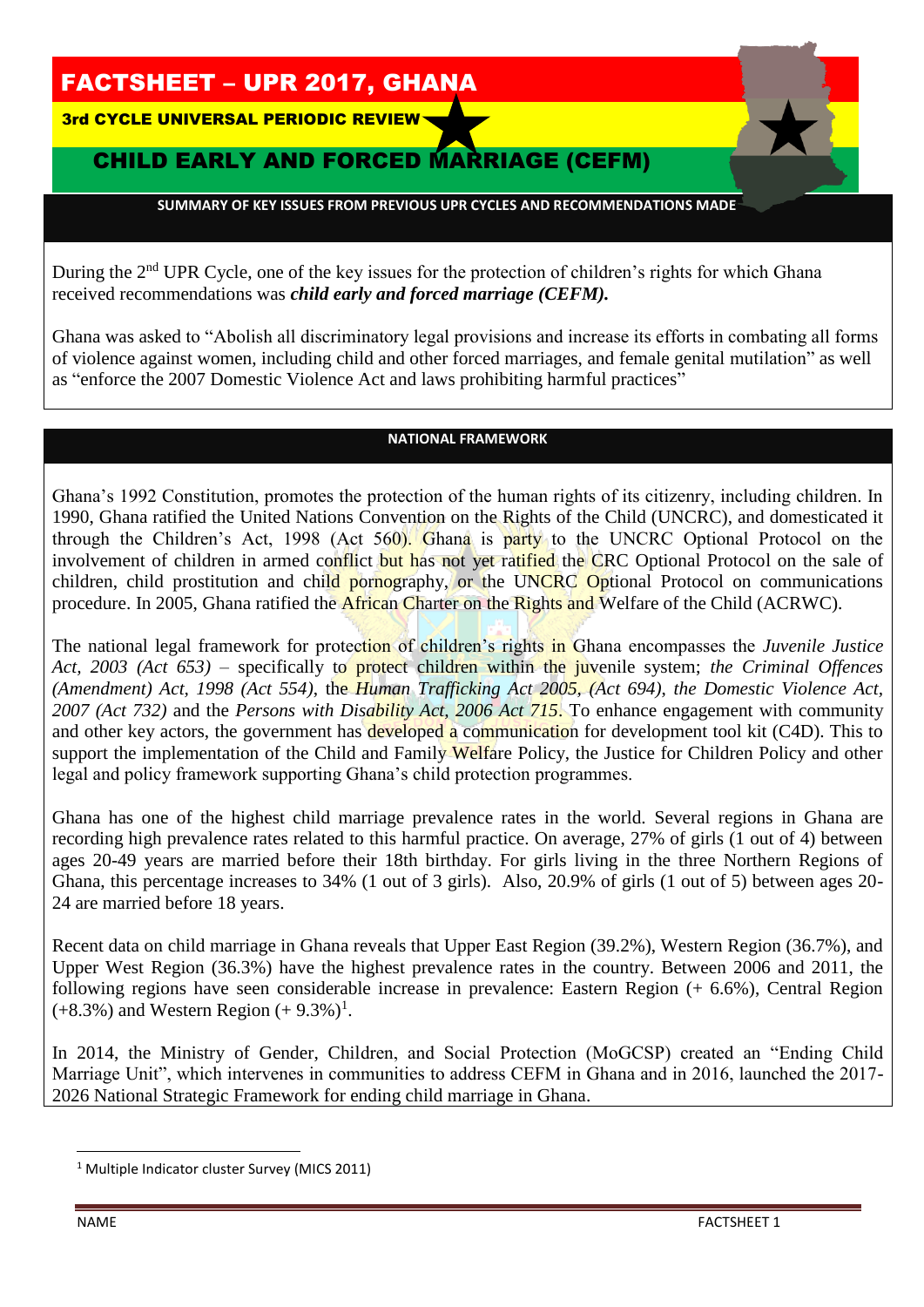# FACTSHEET – UPR 2017, GHANA

**3rd CYCLE UNIVERSAL PERIODIC REVIEW**

## CHILD EARLY AND FORCED MARRIAGE (CEFM)

### SUMMARY OF KEY ISSUES FROM PREVIOUS UPR CYCLES AND RECOMMENDATIONS MADE

During the 2nd UPR Cycle, one of the key issues for the protection of children's rights for which Ghana received recommendations was ***child early and forced marriage (CEFM).***

Ghana was asked to "Abolish all discriminatory legal provisions and increase its efforts in combating all forms of violence against women, including child and other forced marriages, and female genital mutilation" as well as "enforce the 2007 Domestic Violence Act and laws prohibiting harmful practices"

### NATIONAL FRAMEWORK

Ghana's 1992 Constitution, promotes the protection of the human rights of its citizenry, including children. In 1990, Ghana ratified the United Nations Convention on the Rights of the Child (UNCRC), and domesticated it through the Children's Act, 1998 (Act 560). Ghana is party to the UNCRC Optional Protocol on the involvement of children in armed conflict but has not yet ratified the CRC Optional Protocol on the sale of children, child prostitution and child pornography, or the UNCRC Optional Protocol on communications procedure. In 2005, Ghana ratified the African Charter on the Rights and Welfare of the Child (ACRWC).

The national legal framework for protection of children's rights in Ghana encompasses the *Juvenile Justice Act, 2003 (Act 653)* – specifically to protect children within the juvenile system; *the Criminal Offences (Amendment) Act, 1998 (Act 554)*, the *Human Trafficking Act 2005, (Act 694)*, *the Domestic Violence Act, 2007 (Act 732)* and the *Persons with Disability Act, 2006 Act 715*. To enhance engagement with community and other key actors, the government has developed a communication for development tool kit (C4D). This to support the implementation of the Child and Family Welfare Policy, the Justice for Children Policy and other legal and policy framework supporting Ghana's child protection programmes.

Ghana has one of the highest child marriage prevalence rates in the world. Several regions in Ghana are recording high prevalence rates related to this harmful practice. On average, 27% of girls (1 out of 4) between ages 20-49 years are married before their 18th birthday. For girls living in the three Northern Regions of Ghana, this percentage increases to 34% (1 out of 3 girls). Also, 20.9% of girls (1 out of 5) between ages 20-24 are married before 18 years.

Recent data on child marriage in Ghana reveals that Upper East Region (39.2%), Western Region (36.7%), and Upper West Region (36.3%) have the highest prevalence rates in the country. Between 2006 and 2011, the following regions have seen considerable increase in prevalence: Eastern Region (+ 6.6%), Central Region (+8.3%) and Western Region (+ 9.3%)[1].

In 2014, the Ministry of Gender, Children, and Social Protection (MoGCSP) created an "Ending Child Marriage Unit", which intervenes in communities to address CEFM in Ghana and in 2016, launched the 2017-2026 National Strategic Framework for ending child marriage in Ghana.

[1] Multiple Indicator cluster Survey (MICS 2011)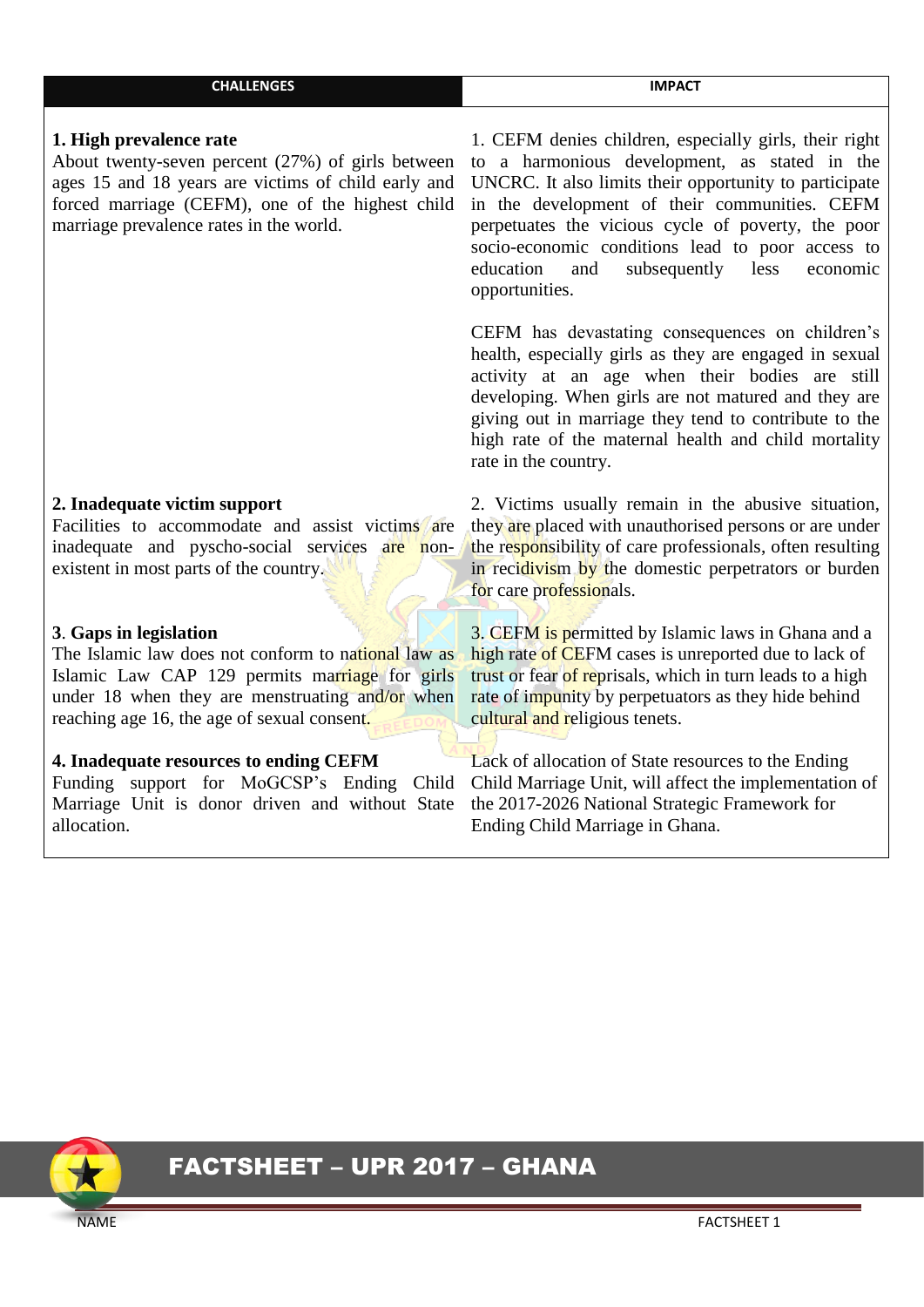| CHALLENGES | IMPACT |
| --- | --- |
| **1. High prevalence rate** About twenty-seven percent (27%) of girls between ages 15 and 18 years are victims of child early and forced marriage (CEFM), one of the highest child marriage prevalence rates in the world. | 1. CEFM denies children, especially girls, their right to a harmonious development, as stated in the UNCRC. It also limits their opportunity to participate in the development of their communities. CEFM perpetuates the vicious cycle of poverty, the poor socio-economic conditions lead to poor access to education and subsequently less economic opportunities. <br><br> CEFM has devastating consequences on children's health, especially girls as they are engaged in sexual activity at an age when their bodies are still developing. When girls are not matured and they are giving out in marriage they tend to contribute to the high rate of the maternal health and child mortality rate in the country. |
| **2. Inadequate victim support** Facilities to accommodate and assist victims are inadequate and pyscho-social services are non-existent in most parts of the country. | 2. Victims usually remain in the abusive situation, they are placed with unauthorised persons or are under the responsibility of care professionals, often resulting in recidivism by the domestic perpetrators or burden for care professionals. |
| **3. Gaps in legislation** The Islamic law does not conform to national law as Islamic Law CAP 129 permits marriage for girls under 18 when they are menstruating and/or when reaching age 16, the age of sexual consent. | 3. CEFM is permitted by Islamic laws in Ghana and a high rate of CEFM cases is unreported due to lack of trust or fear of reprisals, which in turn leads to a high rate of impunity by perpetuators as they hide behind cultural and religious tenets. |
| **4. Inadequate resources to ending CEFM** Funding support for MoGCSP's Ending Child Marriage Unit is donor driven and without State allocation. | Lack of allocation of State resources to the Ending Child Marriage Unit, will affect the implementation of the 2017-2026 National Strategic Framework for Ending Child Marriage in Ghana. |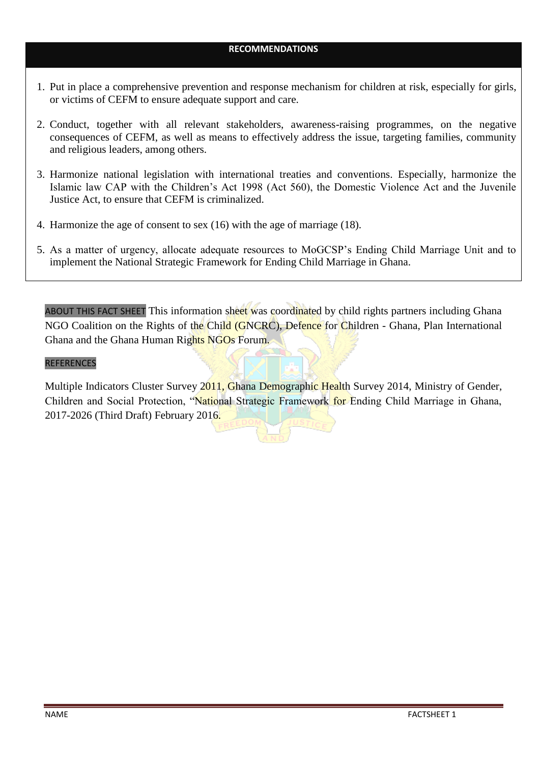## RECOMMENDATIONS

1. Put in place a comprehensive prevention and response mechanism for children at risk, especially for girls, or victims of CEFM to ensure adequate support and care.
2. Conduct, together with all relevant stakeholders, awareness-raising programmes, on the negative consequences of CEFM, as well as means to effectively address the issue, targeting families, community and religious leaders, among others.
3. Harmonize national legislation with international treaties and conventions. Especially, harmonize the Islamic law CAP with the Children's Act 1998 (Act 560), the Domestic Violence Act and the Juvenile Justice Act, to ensure that CEFM is criminalized.
4. Harmonize the age of consent to sex (16) with the age of marriage (18).
5. As a matter of urgency, allocate adequate resources to MoGCSP's Ending Child Marriage Unit and to implement the National Strategic Framework for Ending Child Marriage in Ghana.

ABOUT THIS FACT SHEET This information sheet was coordinated by child rights partners including Ghana NGO Coalition on the Rights of the Child (GNCRC), Defence for Children - Ghana, Plan International Ghana and the Ghana Human Rights NGOs Forum.

REFERENCES

Multiple Indicators Cluster Survey 2011, Ghana Demographic Health Survey 2014, Ministry of Gender, Children and Social Protection, "National Strategic Framework for Ending Child Marriage in Ghana, 2017-2026 (Third Draft) February 2016.